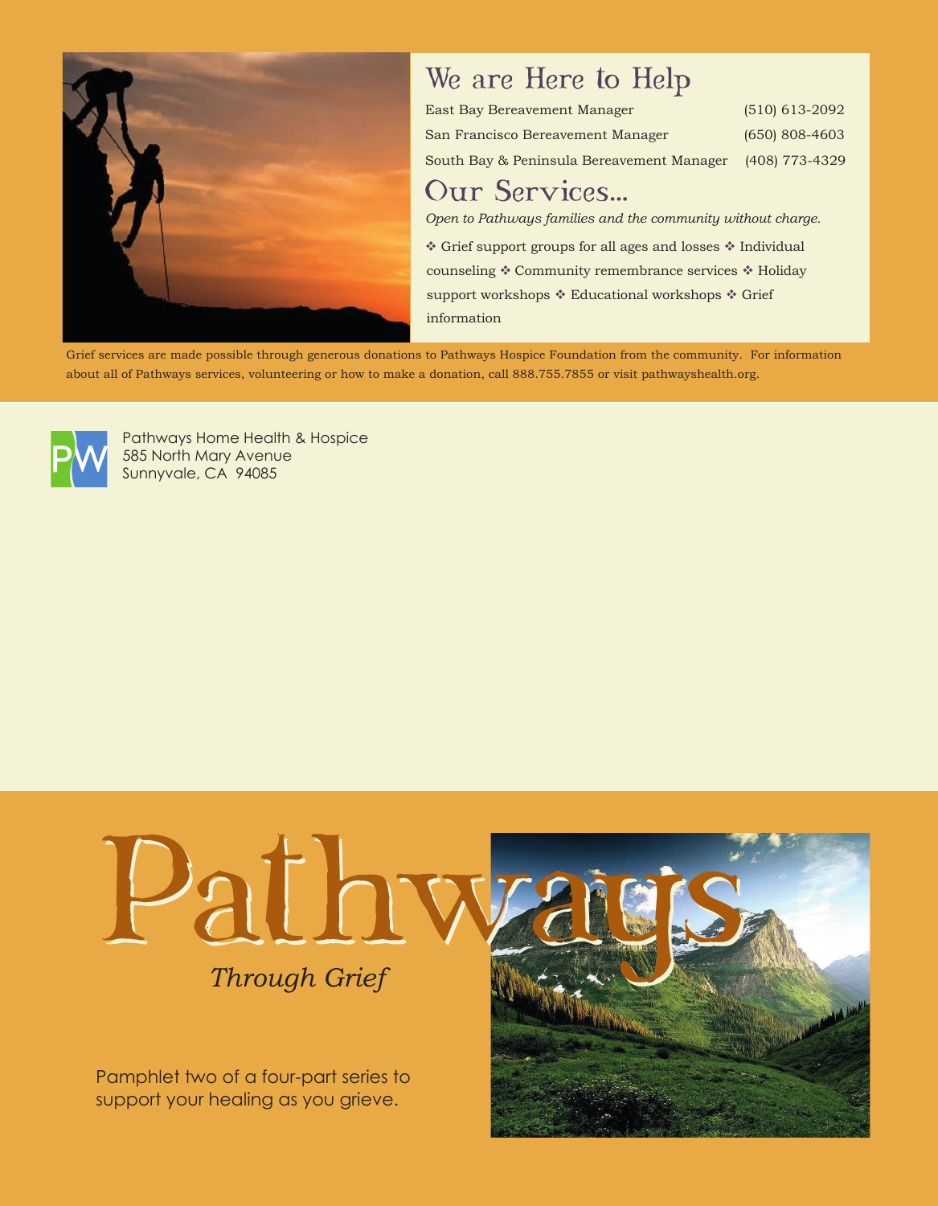## We are Here to Help

| | |
|---|---|
| East Bay Bereavement Manager | (510) 613-2092 |
| San Francisco Bereavement Manager | (650) 808-4603 |
| South Bay & Peninsula Bereavement Manager | (408) 773-4329 |

## Our Services...

*Open to Pathways families and the community without charge.*

❖ Grief support groups for all ages and losses ❖ Individual counseling ❖ Community remembrance services ❖ Holiday support workshops ❖ Educational workshops ❖ Grief information

Grief services are made possible through generous donations to Pathways Hospice Foundation from the community. For information about all of Pathways services, volunteering or how to make a donation, call 888.755.7855 or visit pathwayshealth.org.

Pathways Home Health & Hospice
585 North Mary Avenue
Sunnyvale, CA 94085

# Pathways

*Through Grief*

Pamphlet two of a four-part series to support your healing as you grieve.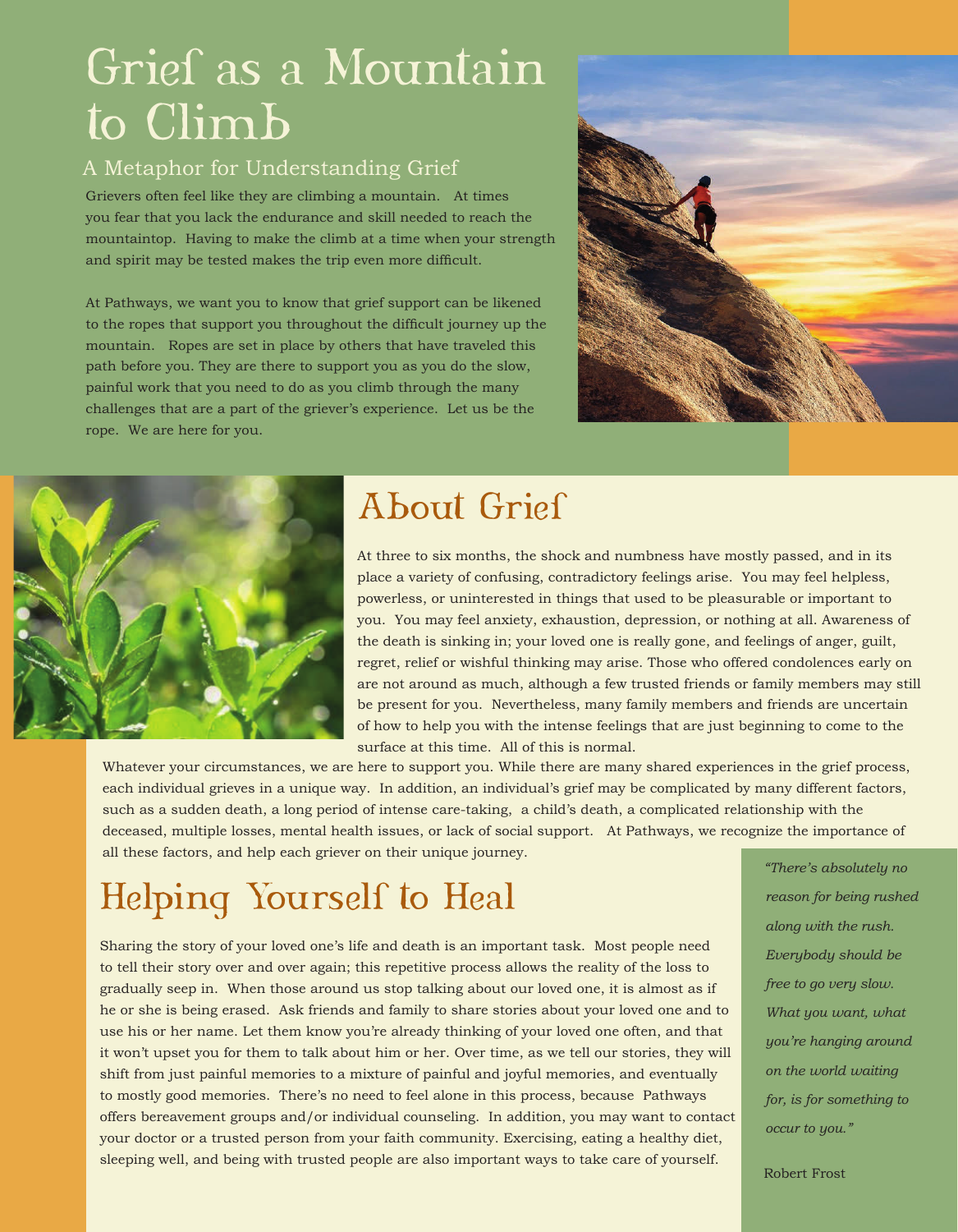# Grief as a Mountain to Climb

## A Metaphor for Understanding Grief

Grievers often feel like they are climbing a mountain. At times you fear that you lack the endurance and skill needed to reach the mountaintop. Having to make the climb at a time when your strength and spirit may be tested makes the trip even more difficult.

At Pathways, we want you to know that grief support can be likened to the ropes that support you throughout the difficult journey up the mountain. Ropes are set in place by others that have traveled this path before you. They are there to support you as you do the slow, painful work that you need to do as you climb through the many challenges that are a part of the griever's experience. Let us be the rope. We are here for you.

# About Grief

At three to six months, the shock and numbness have mostly passed, and in its place a variety of confusing, contradictory feelings arise. You may feel helpless, powerless, or uninterested in things that used to be pleasurable or important to you. You may feel anxiety, exhaustion, depression, or nothing at all. Awareness of the death is sinking in; your loved one is really gone, and feelings of anger, guilt, regret, relief or wishful thinking may arise. Those who offered condolences early on are not around as much, although a few trusted friends or family members may still be present for you. Nevertheless, many family members and friends are uncertain of how to help you with the intense feelings that are just beginning to come to the surface at this time. All of this is normal.

Whatever your circumstances, we are here to support you. While there are many shared experiences in the grief process, each individual grieves in a unique way. In addition, an individual's grief may be complicated by many different factors, such as a sudden death, a long period of intense care-taking, a child's death, a complicated relationship with the deceased, multiple losses, mental health issues, or lack of social support. At Pathways, we recognize the importance of all these factors, and help each griever on their unique journey.

# Helping Yourself to Heal

Sharing the story of your loved one's life and death is an important task. Most people need to tell their story over and over again; this repetitive process allows the reality of the loss to gradually seep in. When those around us stop talking about our loved one, it is almost as if he or she is being erased. Ask friends and family to share stories about your loved one and to use his or her name. Let them know you're already thinking of your loved one often, and that it won't upset you for them to talk about him or her. Over time, as we tell our stories, they will shift from just painful memories to a mixture of painful and joyful memories, and eventually to mostly good memories. There's no need to feel alone in this process, because Pathways offers bereavement groups and/or individual counseling. In addition, you may want to contact your doctor or a trusted person from your faith community. Exercising, eating a healthy diet, sleeping well, and being with trusted people are also important ways to take care of yourself.

*"There's absolutely no reason for being rushed along with the rush. Everybody should be free to go very slow. What you want, what you're hanging around on the world waiting for, is for something to occur to you."*

Robert Frost